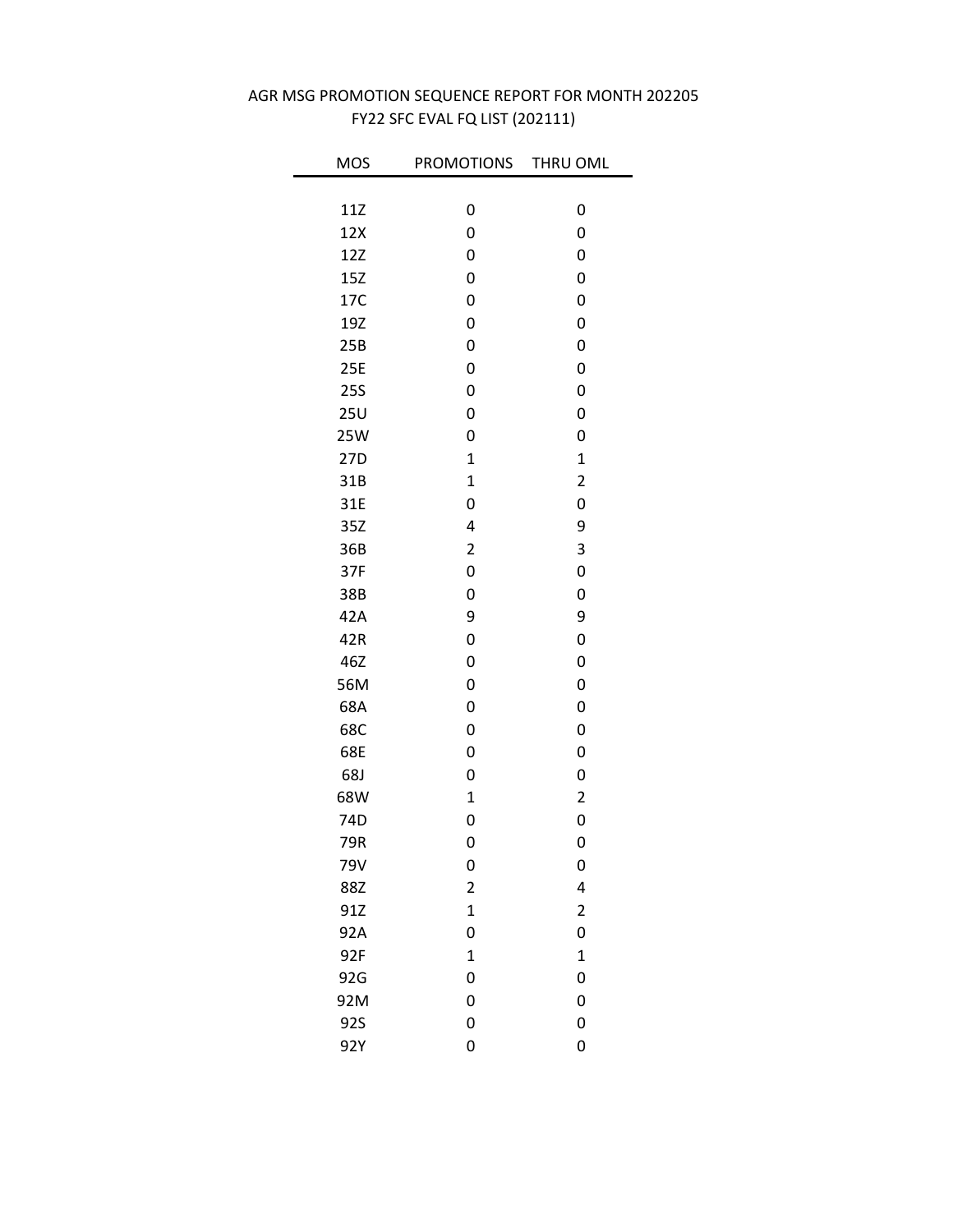AGR MSG PROMOTION SEQUENCE REPORT FOR MONTH 202205

FY22 SFC EVAL FQ LIST (202111)

| MOS | PROMOTIONS | THRU OML |
|---|---|---|
| 11Z | 0 | 0 |
| 12X | 0 | 0 |
| 12Z | 0 | 0 |
| 15Z | 0 | 0 |
| 17C | 0 | 0 |
| 19Z | 0 | 0 |
| 25B | 0 | 0 |
| 25E | 0 | 0 |
| 25S | 0 | 0 |
| 25U | 0 | 0 |
| 25W | 0 | 0 |
| 27D | 1 | 1 |
| 31B | 1 | 2 |
| 31E | 0 | 0 |
| 35Z | 4 | 9 |
| 36B | 2 | 3 |
| 37F | 0 | 0 |
| 38B | 0 | 0 |
| 42A | 9 | 9 |
| 42R | 0 | 0 |
| 46Z | 0 | 0 |
| 56M | 0 | 0 |
| 68A | 0 | 0 |
| 68C | 0 | 0 |
| 68E | 0 | 0 |
| 68J | 0 | 0 |
| 68W | 1 | 2 |
| 74D | 0 | 0 |
| 79R | 0 | 0 |
| 79V | 0 | 0 |
| 88Z | 2 | 4 |
| 91Z | 1 | 2 |
| 92A | 0 | 0 |
| 92F | 1 | 1 |
| 92G | 0 | 0 |
| 92M | 0 | 0 |
| 92S | 0 | 0 |
| 92Y | 0 | 0 |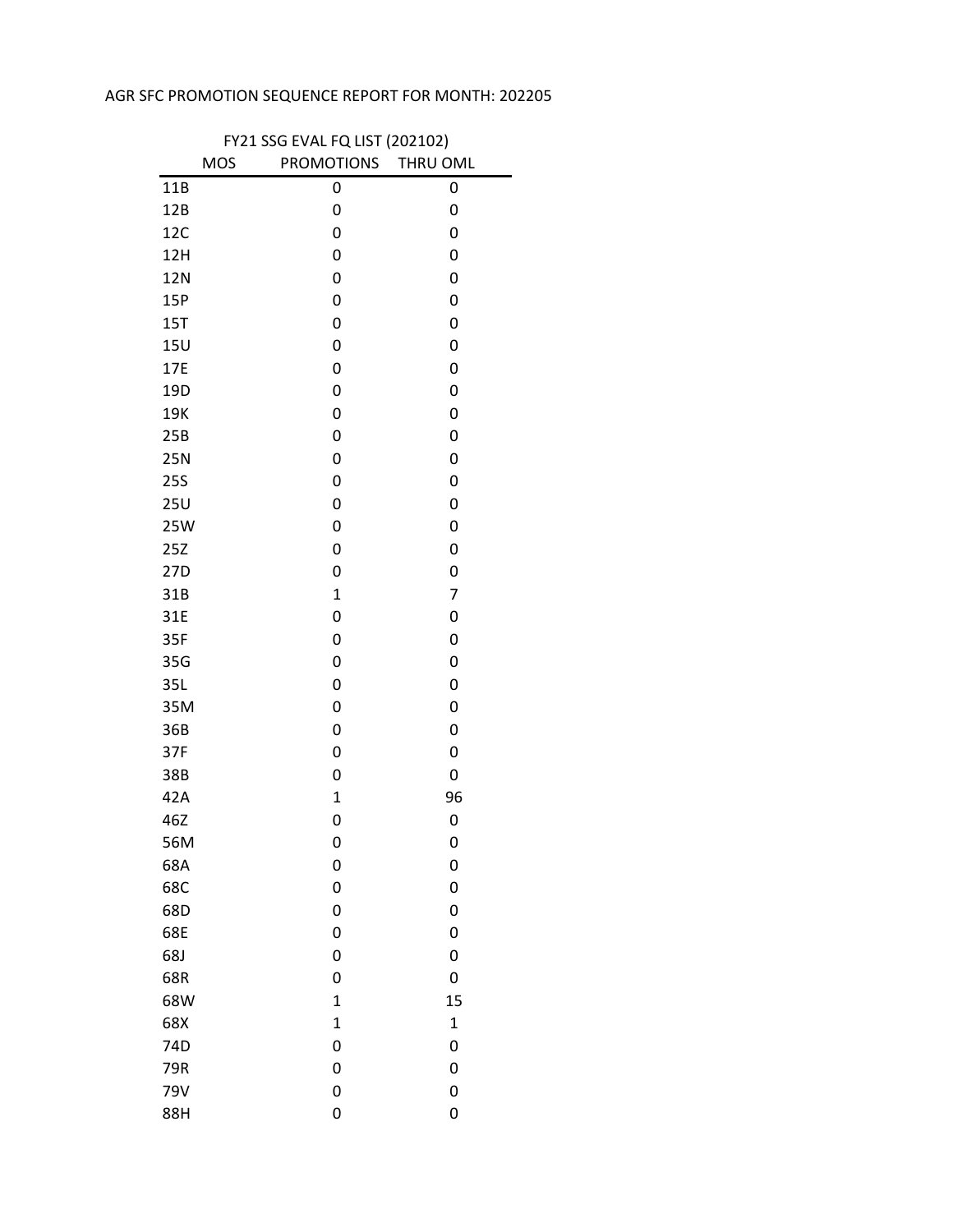AGR SFC PROMOTION SEQUENCE REPORT FOR MONTH: 202205

| FY21 SSG EVAL FQ LIST (202102) | | |
|---|---|---|
| MOS | PROMOTIONS | THRU OML |
| 11B | 0 | 0 |
| 12B | 0 | 0 |
| 12C | 0 | 0 |
| 12H | 0 | 0 |
| 12N | 0 | 0 |
| 15P | 0 | 0 |
| 15T | 0 | 0 |
| 15U | 0 | 0 |
| 17E | 0 | 0 |
| 19D | 0 | 0 |
| 19K | 0 | 0 |
| 25B | 0 | 0 |
| 25N | 0 | 0 |
| 25S | 0 | 0 |
| 25U | 0 | 0 |
| 25W | 0 | 0 |
| 25Z | 0 | 0 |
| 27D | 0 | 0 |
| 31B | 1 | 7 |
| 31E | 0 | 0 |
| 35F | 0 | 0 |
| 35G | 0 | 0 |
| 35L | 0 | 0 |
| 35M | 0 | 0 |
| 36B | 0 | 0 |
| 37F | 0 | 0 |
| 38B | 0 | 0 |
| 42A | 1 | 96 |
| 46Z | 0 | 0 |
| 56M | 0 | 0 |
| 68A | 0 | 0 |
| 68C | 0 | 0 |
| 68D | 0 | 0 |
| 68E | 0 | 0 |
| 68J | 0 | 0 |
| 68R | 0 | 0 |
| 68W | 1 | 15 |
| 68X | 1 | 1 |
| 74D | 0 | 0 |
| 79R | 0 | 0 |
| 79V | 0 | 0 |
| 88H | 0 | 0 |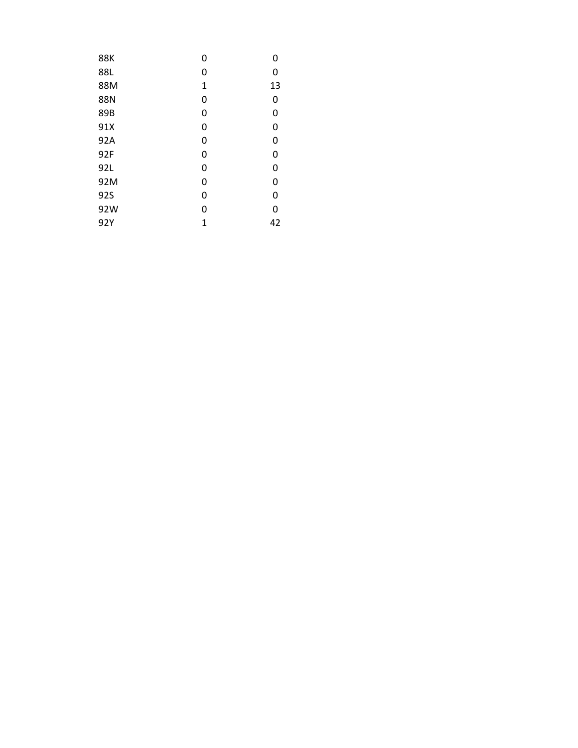| | | |
|---|---|---|
| 88K | 0 | 0 |
| 88L | 0 | 0 |
| 88M | 1 | 13 |
| 88N | 0 | 0 |
| 89B | 0 | 0 |
| 91X | 0 | 0 |
| 92A | 0 | 0 |
| 92F | 0 | 0 |
| 92L | 0 | 0 |
| 92M | 0 | 0 |
| 92S | 0 | 0 |
| 92W | 0 | 0 |
| 92Y | 1 | 42 |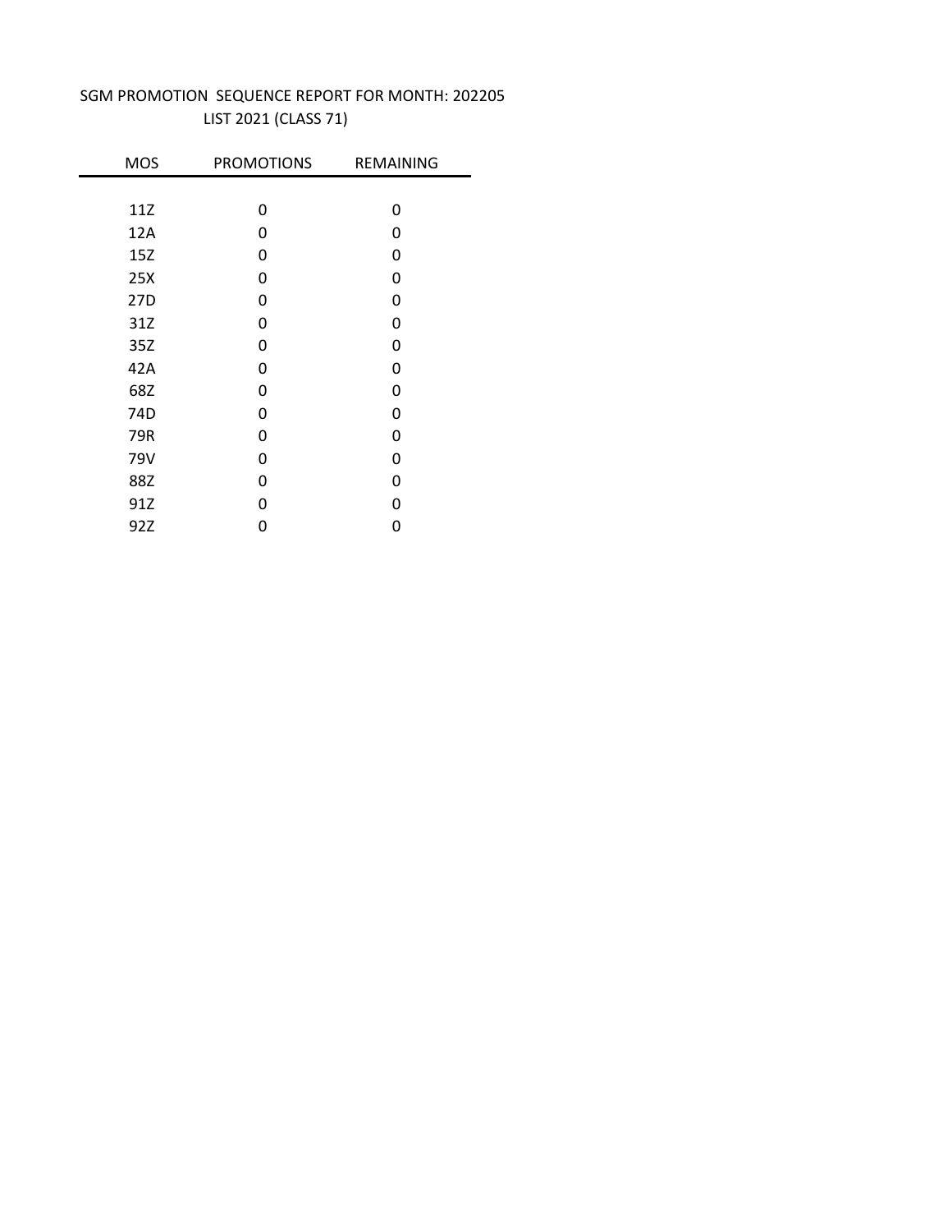# SGM PROMOTION SEQUENCE REPORT FOR MONTH: 202205

## LIST 2021 (CLASS 71)

| MOS | PROMOTIONS | REMAINING |
|---|---|---|
| 11Z | 0 | 0 |
| 12A | 0 | 0 |
| 15Z | 0 | 0 |
| 25X | 0 | 0 |
| 27D | 0 | 0 |
| 31Z | 0 | 0 |
| 35Z | 0 | 0 |
| 42A | 0 | 0 |
| 68Z | 0 | 0 |
| 74D | 0 | 0 |
| 79R | 0 | 0 |
| 79V | 0 | 0 |
| 88Z | 0 | 0 |
| 91Z | 0 | 0 |
| 92Z | 0 | 0 |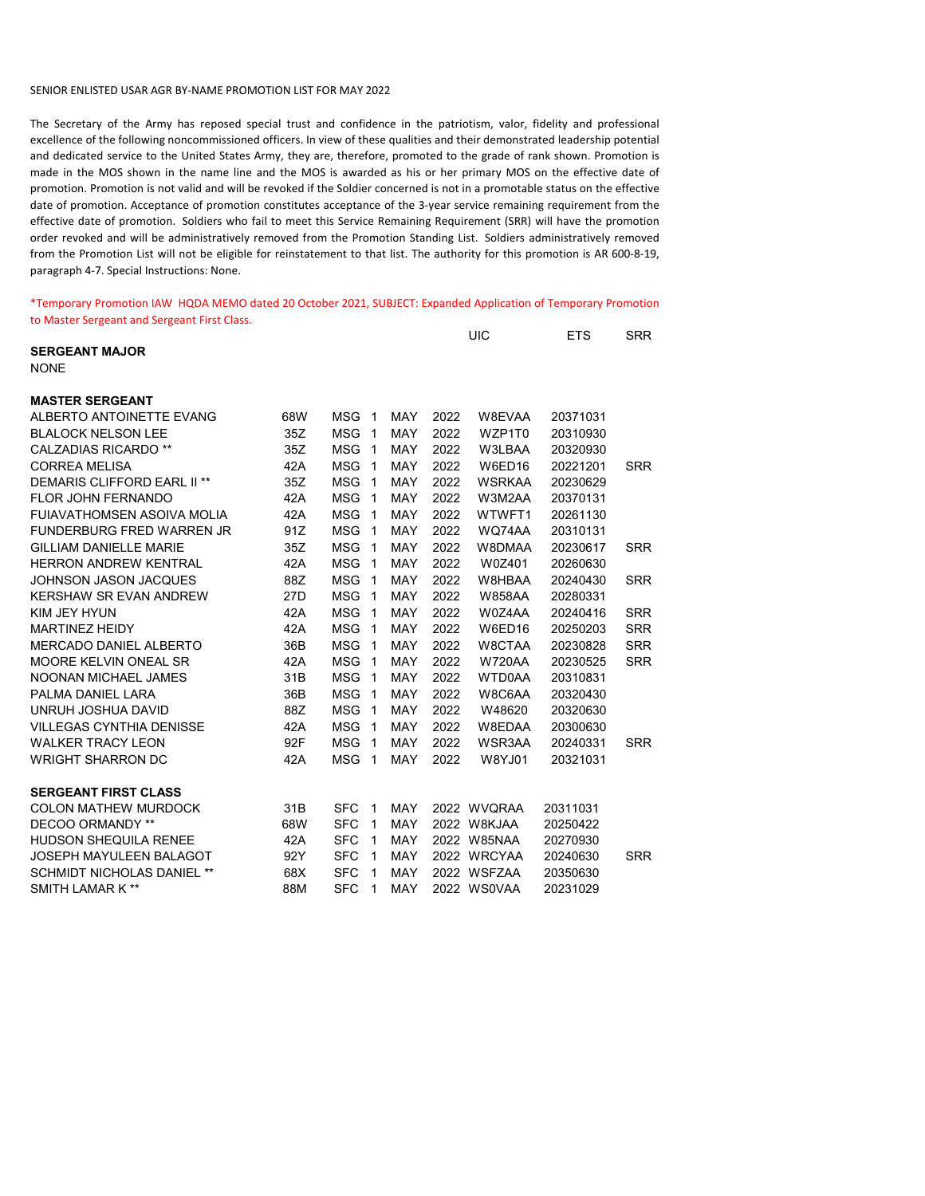SENIOR ENLISTED USAR AGR BY-NAME PROMOTION LIST FOR MAY 2022

The Secretary of the Army has reposed special trust and confidence in the patriotism, valor, fidelity and professional excellence of the following noncommissioned officers. In view of these qualities and their demonstrated leadership potential and dedicated service to the United States Army, they are, therefore, promoted to the grade of rank shown. Promotion is made in the MOS shown in the name line and the MOS is awarded as his or her primary MOS on the effective date of promotion. Promotion is not valid and will be revoked if the Soldier concerned is not in a promotable status on the effective date of promotion. Acceptance of promotion constitutes acceptance of the 3-year service remaining requirement from the effective date of promotion. Soldiers who fail to meet this Service Remaining Requirement (SRR) will have the promotion order revoked and will be administratively removed from the Promotion Standing List. Soldiers administratively removed from the Promotion List will not be eligible for reinstatement to that list. The authority for this promotion is AR 600-8-19, paragraph 4-7. Special Instructions: None.

*Temporary Promotion IAW HQDA MEMO dated 20 October 2021, SUBJECT: Expanded Application of Temporary Promotion to Master Sergeant and Sergeant First Class.

| | | | | | | UIC | ETS | SRR |
|---|---|---|---|---|---|---|---|---|
| **SERGEANT MAJOR** | | | | | | | | |
| NONE | | | | | | | | |
| **MASTER SERGEANT** | | | | | | | | |
| ALBERTO ANTOINETTE EVANG | 68W | MSG | 1 | MAY | 2022 | W8EVAA | 20371031 | |
| BLALOCK NELSON LEE | 35Z | MSG | 1 | MAY | 2022 | WZP1T0 | 20310930 | |
| CALZADIAS RICARDO ** | 35Z | MSG | 1 | MAY | 2022 | W3LBAA | 20320930 | |
| CORREA MELISA | 42A | MSG | 1 | MAY | 2022 | W6ED16 | 20221201 | SRR |
| DEMARIS CLIFFORD EARL II ** | 35Z | MSG | 1 | MAY | 2022 | WSRKAA | 20230629 | |
| FLOR JOHN FERNANDO | 42A | MSG | 1 | MAY | 2022 | W3M2AA | 20370131 | |
| FUIAVATHOMSEN ASOIVA MOLIA | 42A | MSG | 1 | MAY | 2022 | WTWFT1 | 20261130 | |
| FUNDERBURG FRED WARREN JR | 91Z | MSG | 1 | MAY | 2022 | WQ74AA | 20310131 | |
| GILLIAM DANIELLE MARIE | 35Z | MSG | 1 | MAY | 2022 | W8DMAA | 20230617 | SRR |
| HERRON ANDREW KENTRAL | 42A | MSG | 1 | MAY | 2022 | W0Z401 | 20260630 | |
| JOHNSON JASON JACQUES | 88Z | MSG | 1 | MAY | 2022 | W8HBAA | 20240430 | SRR |
| KERSHAW SR EVAN ANDREW | 27D | MSG | 1 | MAY | 2022 | W858AA | 20280331 | |
| KIM JEY HYUN | 42A | MSG | 1 | MAY | 2022 | W0Z4AA | 20240416 | SRR |
| MARTINEZ HEIDY | 42A | MSG | 1 | MAY | 2022 | W6ED16 | 20250203 | SRR |
| MERCADO DANIEL ALBERTO | 36B | MSG | 1 | MAY | 2022 | W8CTAA | 20230828 | SRR |
| MOORE KELVIN ONEAL SR | 42A | MSG | 1 | MAY | 2022 | W720AA | 20230525 | SRR |
| NOONAN MICHAEL JAMES | 31B | MSG | 1 | MAY | 2022 | WTD0AA | 20310831 | |
| PALMA DANIEL LARA | 36B | MSG | 1 | MAY | 2022 | W8C6AA | 20320430 | |
| UNRUH JOSHUA DAVID | 88Z | MSG | 1 | MAY | 2022 | W48620 | 20320630 | |
| VILLEGAS CYNTHIA DENISSE | 42A | MSG | 1 | MAY | 2022 | W8EDAA | 20300630 | |
| WALKER TRACY LEON | 92F | MSG | 1 | MAY | 2022 | WSR3AA | 20240331 | SRR |
| WRIGHT SHARRON DC | 42A | MSG | 1 | MAY | 2022 | W8YJ01 | 20321031 | |
| **SERGEANT FIRST CLASS** | | | | | | | | |
| COLON MATHEW MURDOCK | 31B | SFC | 1 | MAY | 2022 | WVQRAA | 20311031 | |
| DECOO ORMANDY ** | 68W | SFC | 1 | MAY | 2022 | W8KJAA | 20250422 | |
| HUDSON SHEQUILA RENEE | 42A | SFC | 1 | MAY | 2022 | W85NAA | 20270930 | |
| JOSEPH MAYULEEN BALAGOT | 92Y | SFC | 1 | MAY | 2022 | WRCYAA | 20240630 | SRR |
| SCHMIDT NICHOLAS DANIEL ** | 68X | SFC | 1 | MAY | 2022 | WSFZAA | 20350630 | |
| SMITH LAMAR K ** | 88M | SFC | 1 | MAY | 2022 | WS0VAA | 20231029 | |